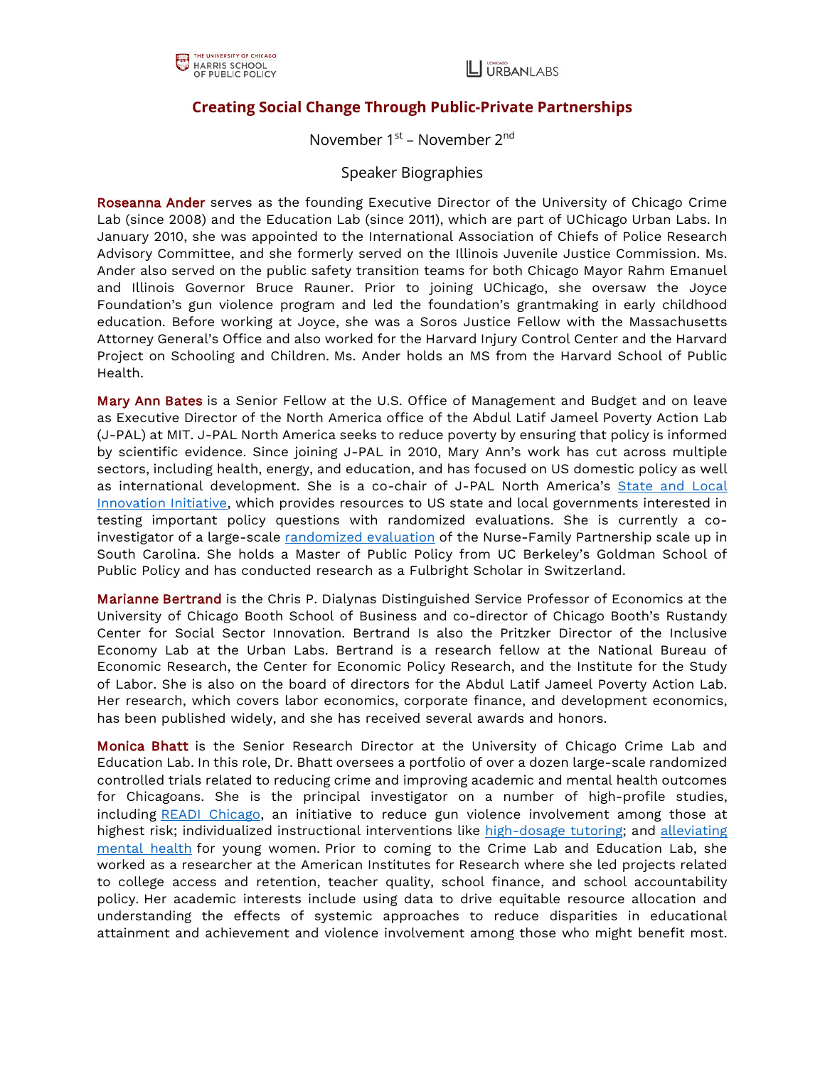# Creating Social Change Through Public-Private Partnerships

November 1st – November 2nd

Speaker Biographies

**Roseanna Ander** serves as the founding Executive Director of the University of Chicago Crime Lab (since 2008) and the Education Lab (since 2011), which are part of UChicago Urban Labs. In January 2010, she was appointed to the International Association of Chiefs of Police Research Advisory Committee, and she formerly served on the Illinois Juvenile Justice Commission. Ms. Ander also served on the public safety transition teams for both Chicago Mayor Rahm Emanuel and Illinois Governor Bruce Rauner. Prior to joining UChicago, she oversaw the Joyce Foundation's gun violence program and led the foundation's grantmaking in early childhood education. Before working at Joyce, she was a Soros Justice Fellow with the Massachusetts Attorney General's Office and also worked for the Harvard Injury Control Center and the Harvard Project on Schooling and Children. Ms. Ander holds an MS from the Harvard School of Public Health.

**Mary Ann Bates** is a Senior Fellow at the U.S. Office of Management and Budget and on leave as Executive Director of the North America office of the Abdul Latif Jameel Poverty Action Lab (J-PAL) at MIT. J-PAL North America seeks to reduce poverty by ensuring that policy is informed by scientific evidence. Since joining J-PAL in 2010, Mary Ann's work has cut across multiple sectors, including health, energy, and education, and has focused on US domestic policy as well as international development. She is a co-chair of J-PAL North America's State and Local Innovation Initiative, which provides resources to US state and local governments interested in testing important policy questions with randomized evaluations. She is currently a co-investigator of a large-scale randomized evaluation of the Nurse-Family Partnership scale up in South Carolina. She holds a Master of Public Policy from UC Berkeley's Goldman School of Public Policy and has conducted research as a Fulbright Scholar in Switzerland.

**Marianne Bertrand** is the Chris P. Dialynas Distinguished Service Professor of Economics at the University of Chicago Booth School of Business and co-director of Chicago Booth's Rustandy Center for Social Sector Innovation. Bertrand Is also the Pritzker Director of the Inclusive Economy Lab at the Urban Labs. Bertrand is a research fellow at the National Bureau of Economic Research, the Center for Economic Policy Research, and the Institute for the Study of Labor. She is also on the board of directors for the Abdul Latif Jameel Poverty Action Lab. Her research, which covers labor economics, corporate finance, and development economics, has been published widely, and she has received several awards and honors.

**Monica Bhatt** is the Senior Research Director at the University of Chicago Crime Lab and Education Lab. In this role, Dr. Bhatt oversees a portfolio of over a dozen large-scale randomized controlled trials related to reducing crime and improving academic and mental health outcomes for Chicagoans. She is the principal investigator on a number of high-profile studies, including READI Chicago, an initiative to reduce gun violence involvement among those at highest risk; individualized instructional interventions like high-dosage tutoring; and alleviating mental health for young women. Prior to coming to the Crime Lab and Education Lab, she worked as a researcher at the American Institutes for Research where she led projects related to college access and retention, teacher quality, school finance, and school accountability policy. Her academic interests include using data to drive equitable resource allocation and understanding the effects of systemic approaches to reduce disparities in educational attainment and achievement and violence involvement among those who might benefit most.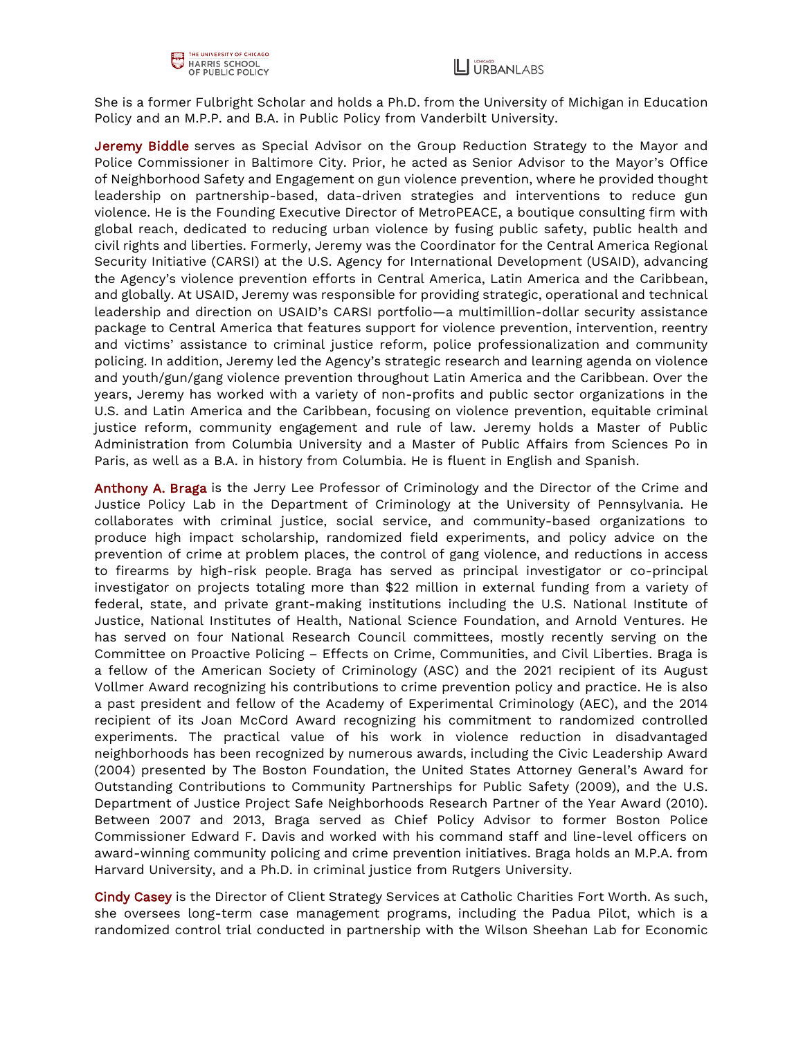She is a former Fulbright Scholar and holds a Ph.D. from the University of Michigan in Education Policy and an M.P.P. and B.A. in Public Policy from Vanderbilt University.

**Jeremy Biddle** serves as Special Advisor on the Group Reduction Strategy to the Mayor and Police Commissioner in Baltimore City. Prior, he acted as Senior Advisor to the Mayor's Office of Neighborhood Safety and Engagement on gun violence prevention, where he provided thought leadership on partnership-based, data-driven strategies and interventions to reduce gun violence. He is the Founding Executive Director of MetroPEACE, a boutique consulting firm with global reach, dedicated to reducing urban violence by fusing public safety, public health and civil rights and liberties. Formerly, Jeremy was the Coordinator for the Central America Regional Security Initiative (CARSI) at the U.S. Agency for International Development (USAID), advancing the Agency's violence prevention efforts in Central America, Latin America and the Caribbean, and globally. At USAID, Jeremy was responsible for providing strategic, operational and technical leadership and direction on USAID's CARSI portfolio—a multimillion-dollar security assistance package to Central America that features support for violence prevention, intervention, reentry and victims' assistance to criminal justice reform, police professionalization and community policing. In addition, Jeremy led the Agency's strategic research and learning agenda on violence and youth/gun/gang violence prevention throughout Latin America and the Caribbean. Over the years, Jeremy has worked with a variety of non-profits and public sector organizations in the U.S. and Latin America and the Caribbean, focusing on violence prevention, equitable criminal justice reform, community engagement and rule of law. Jeremy holds a Master of Public Administration from Columbia University and a Master of Public Affairs from Sciences Po in Paris, as well as a B.A. in history from Columbia. He is fluent in English and Spanish.

**Anthony A. Braga** is the Jerry Lee Professor of Criminology and the Director of the Crime and Justice Policy Lab in the Department of Criminology at the University of Pennsylvania. He collaborates with criminal justice, social service, and community-based organizations to produce high impact scholarship, randomized field experiments, and policy advice on the prevention of crime at problem places, the control of gang violence, and reductions in access to firearms by high-risk people. Braga has served as principal investigator or co-principal investigator on projects totaling more than $22 million in external funding from a variety of federal, state, and private grant-making institutions including the U.S. National Institute of Justice, National Institutes of Health, National Science Foundation, and Arnold Ventures. He has served on four National Research Council committees, mostly recently serving on the Committee on Proactive Policing – Effects on Crime, Communities, and Civil Liberties. Braga is a fellow of the American Society of Criminology (ASC) and the 2021 recipient of its August Vollmer Award recognizing his contributions to crime prevention policy and practice. He is also a past president and fellow of the Academy of Experimental Criminology (AEC), and the 2014 recipient of its Joan McCord Award recognizing his commitment to randomized controlled experiments. The practical value of his work in violence reduction in disadvantaged neighborhoods has been recognized by numerous awards, including the Civic Leadership Award (2004) presented by The Boston Foundation, the United States Attorney General's Award for Outstanding Contributions to Community Partnerships for Public Safety (2009), and the U.S. Department of Justice Project Safe Neighborhoods Research Partner of the Year Award (2010). Between 2007 and 2013, Braga served as Chief Policy Advisor to former Boston Police Commissioner Edward F. Davis and worked with his command staff and line-level officers on award-winning community policing and crime prevention initiatives. Braga holds an M.P.A. from Harvard University, and a Ph.D. in criminal justice from Rutgers University.

**Cindy Casey** is the Director of Client Strategy Services at Catholic Charities Fort Worth. As such, she oversees long-term case management programs, including the Padua Pilot, which is a randomized control trial conducted in partnership with the Wilson Sheehan Lab for Economic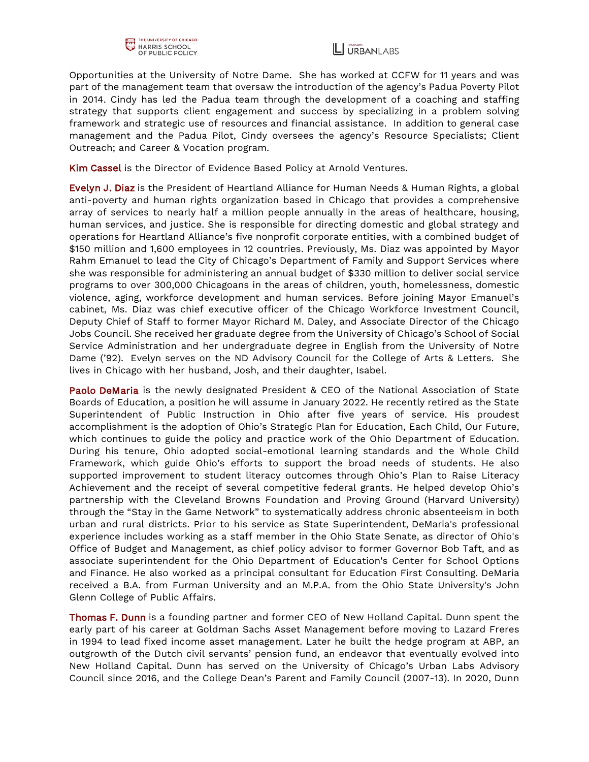Opportunities at the University of Notre Dame. She has worked at CCFW for 11 years and was part of the management team that oversaw the introduction of the agency's Padua Poverty Pilot in 2014. Cindy has led the Padua team through the development of a coaching and staffing strategy that supports client engagement and success by specializing in a problem solving framework and strategic use of resources and financial assistance. In addition to general case management and the Padua Pilot, Cindy oversees the agency's Resource Specialists; Client Outreach; and Career & Vocation program.

Kim Cassel is the Director of Evidence Based Policy at Arnold Ventures.

Evelyn J. Diaz is the President of Heartland Alliance for Human Needs & Human Rights, a global anti-poverty and human rights organization based in Chicago that provides a comprehensive array of services to nearly half a million people annually in the areas of healthcare, housing, human services, and justice. She is responsible for directing domestic and global strategy and operations for Heartland Alliance's five nonprofit corporate entities, with a combined budget of $150 million and 1,600 employees in 12 countries. Previously, Ms. Diaz was appointed by Mayor Rahm Emanuel to lead the City of Chicago's Department of Family and Support Services where she was responsible for administering an annual budget of $330 million to deliver social service programs to over 300,000 Chicagoans in the areas of children, youth, homelessness, domestic violence, aging, workforce development and human services. Before joining Mayor Emanuel's cabinet, Ms. Diaz was chief executive officer of the Chicago Workforce Investment Council, Deputy Chief of Staff to former Mayor Richard M. Daley, and Associate Director of the Chicago Jobs Council. She received her graduate degree from the University of Chicago's School of Social Service Administration and her undergraduate degree in English from the University of Notre Dame ('92). Evelyn serves on the ND Advisory Council for the College of Arts & Letters. She lives in Chicago with her husband, Josh, and their daughter, Isabel.

Paolo DeMaria is the newly designated President & CEO of the National Association of State Boards of Education, a position he will assume in January 2022. He recently retired as the State Superintendent of Public Instruction in Ohio after five years of service. His proudest accomplishment is the adoption of Ohio's Strategic Plan for Education, Each Child, Our Future, which continues to guide the policy and practice work of the Ohio Department of Education. During his tenure, Ohio adopted social-emotional learning standards and the Whole Child Framework, which guide Ohio's efforts to support the broad needs of students. He also supported improvement to student literacy outcomes through Ohio's Plan to Raise Literacy Achievement and the receipt of several competitive federal grants. He helped develop Ohio's partnership with the Cleveland Browns Foundation and Proving Ground (Harvard University) through the "Stay in the Game Network" to systematically address chronic absenteeism in both urban and rural districts. Prior to his service as State Superintendent, DeMaria's professional experience includes working as a staff member in the Ohio State Senate, as director of Ohio's Office of Budget and Management, as chief policy advisor to former Governor Bob Taft, and as associate superintendent for the Ohio Department of Education's Center for School Options and Finance. He also worked as a principal consultant for Education First Consulting. DeMaria received a B.A. from Furman University and an M.P.A. from the Ohio State University's John Glenn College of Public Affairs.

Thomas F. Dunn is a founding partner and former CEO of New Holland Capital. Dunn spent the early part of his career at Goldman Sachs Asset Management before moving to Lazard Freres in 1994 to lead fixed income asset management. Later he built the hedge program at ABP, an outgrowth of the Dutch civil servants' pension fund, an endeavor that eventually evolved into New Holland Capital. Dunn has served on the University of Chicago's Urban Labs Advisory Council since 2016, and the College Dean's Parent and Family Council (2007-13). In 2020, Dunn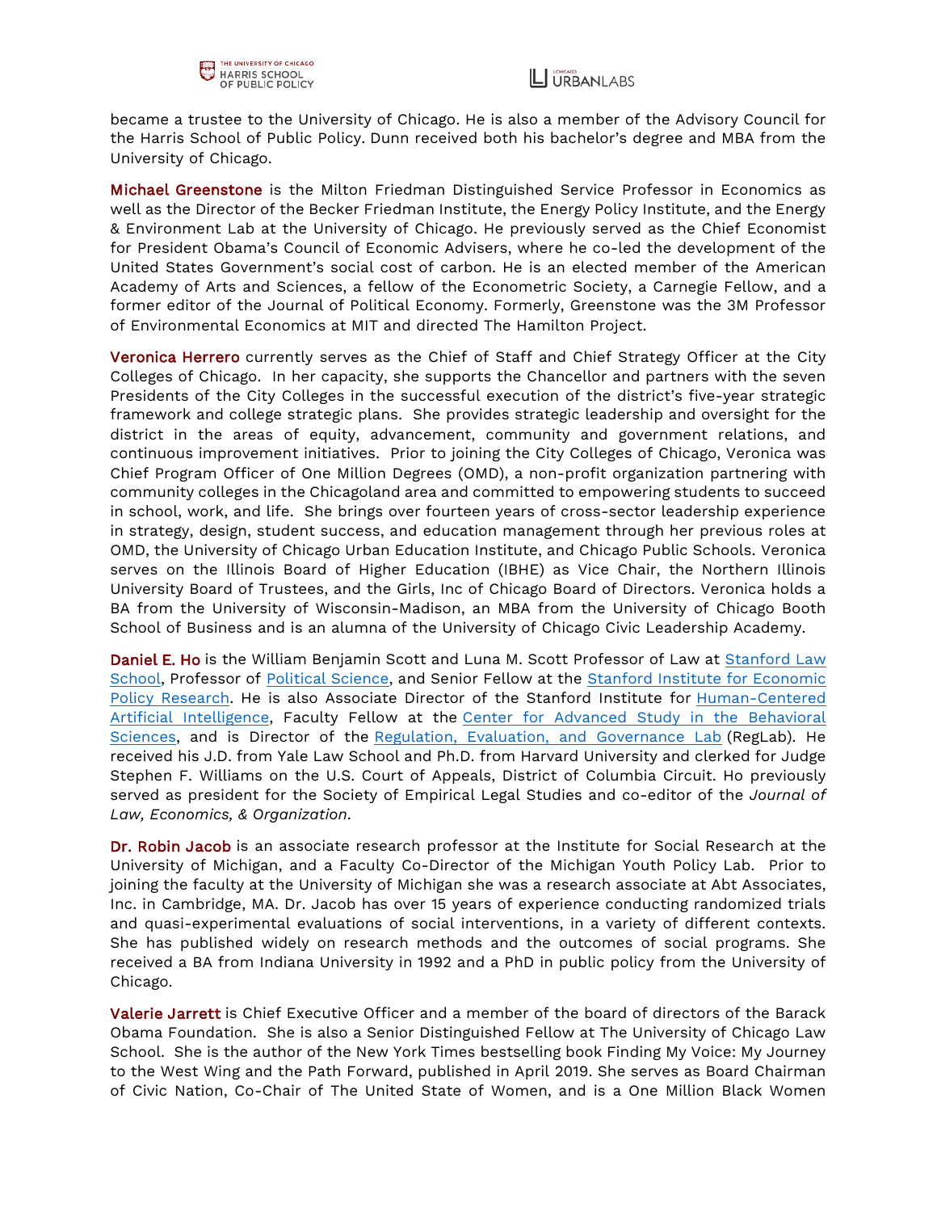became a trustee to the University of Chicago. He is also a member of the Advisory Council for the Harris School of Public Policy. Dunn received both his bachelor's degree and MBA from the University of Chicago.

**Michael Greenstone** is the Milton Friedman Distinguished Service Professor in Economics as well as the Director of the Becker Friedman Institute, the Energy Policy Institute, and the Energy & Environment Lab at the University of Chicago. He previously served as the Chief Economist for President Obama's Council of Economic Advisers, where he co-led the development of the United States Government's social cost of carbon. He is an elected member of the American Academy of Arts and Sciences, a fellow of the Econometric Society, a Carnegie Fellow, and a former editor of the Journal of Political Economy. Formerly, Greenstone was the 3M Professor of Environmental Economics at MIT and directed The Hamilton Project.

**Veronica Herrero** currently serves as the Chief of Staff and Chief Strategy Officer at the City Colleges of Chicago. In her capacity, she supports the Chancellor and partners with the seven Presidents of the City Colleges in the successful execution of the district's five-year strategic framework and college strategic plans. She provides strategic leadership and oversight for the district in the areas of equity, advancement, community and government relations, and continuous improvement initiatives. Prior to joining the City Colleges of Chicago, Veronica was Chief Program Officer of One Million Degrees (OMD), a non-profit organization partnering with community colleges in the Chicagoland area and committed to empowering students to succeed in school, work, and life. She brings over fourteen years of cross-sector leadership experience in strategy, design, student success, and education management through her previous roles at OMD, the University of Chicago Urban Education Institute, and Chicago Public Schools. Veronica serves on the Illinois Board of Higher Education (IBHE) as Vice Chair, the Northern Illinois University Board of Trustees, and the Girls, Inc of Chicago Board of Directors. Veronica holds a BA from the University of Wisconsin-Madison, an MBA from the University of Chicago Booth School of Business and is an alumna of the University of Chicago Civic Leadership Academy.

**Daniel E. Ho** is the William Benjamin Scott and Luna M. Scott Professor of Law at Stanford Law School, Professor of Political Science, and Senior Fellow at the Stanford Institute for Economic Policy Research. He is also Associate Director of the Stanford Institute for Human-Centered Artificial Intelligence, Faculty Fellow at the Center for Advanced Study in the Behavioral Sciences, and is Director of the Regulation, Evaluation, and Governance Lab (RegLab). He received his J.D. from Yale Law School and Ph.D. from Harvard University and clerked for Judge Stephen F. Williams on the U.S. Court of Appeals, District of Columbia Circuit. Ho previously served as president for the Society of Empirical Legal Studies and co-editor of the *Journal of Law, Economics, & Organization*.

**Dr. Robin Jacob** is an associate research professor at the Institute for Social Research at the University of Michigan, and a Faculty Co-Director of the Michigan Youth Policy Lab. Prior to joining the faculty at the University of Michigan she was a research associate at Abt Associates, Inc. in Cambridge, MA. Dr. Jacob has over 15 years of experience conducting randomized trials and quasi-experimental evaluations of social interventions, in a variety of different contexts. She has published widely on research methods and the outcomes of social programs. She received a BA from Indiana University in 1992 and a PhD in public policy from the University of Chicago.

**Valerie Jarrett** is Chief Executive Officer and a member of the board of directors of the Barack Obama Foundation. She is also a Senior Distinguished Fellow at The University of Chicago Law School. She is the author of the New York Times bestselling book Finding My Voice: My Journey to the West Wing and the Path Forward, published in April 2019. She serves as Board Chairman of Civic Nation, Co-Chair of The United State of Women, and is a One Million Black Women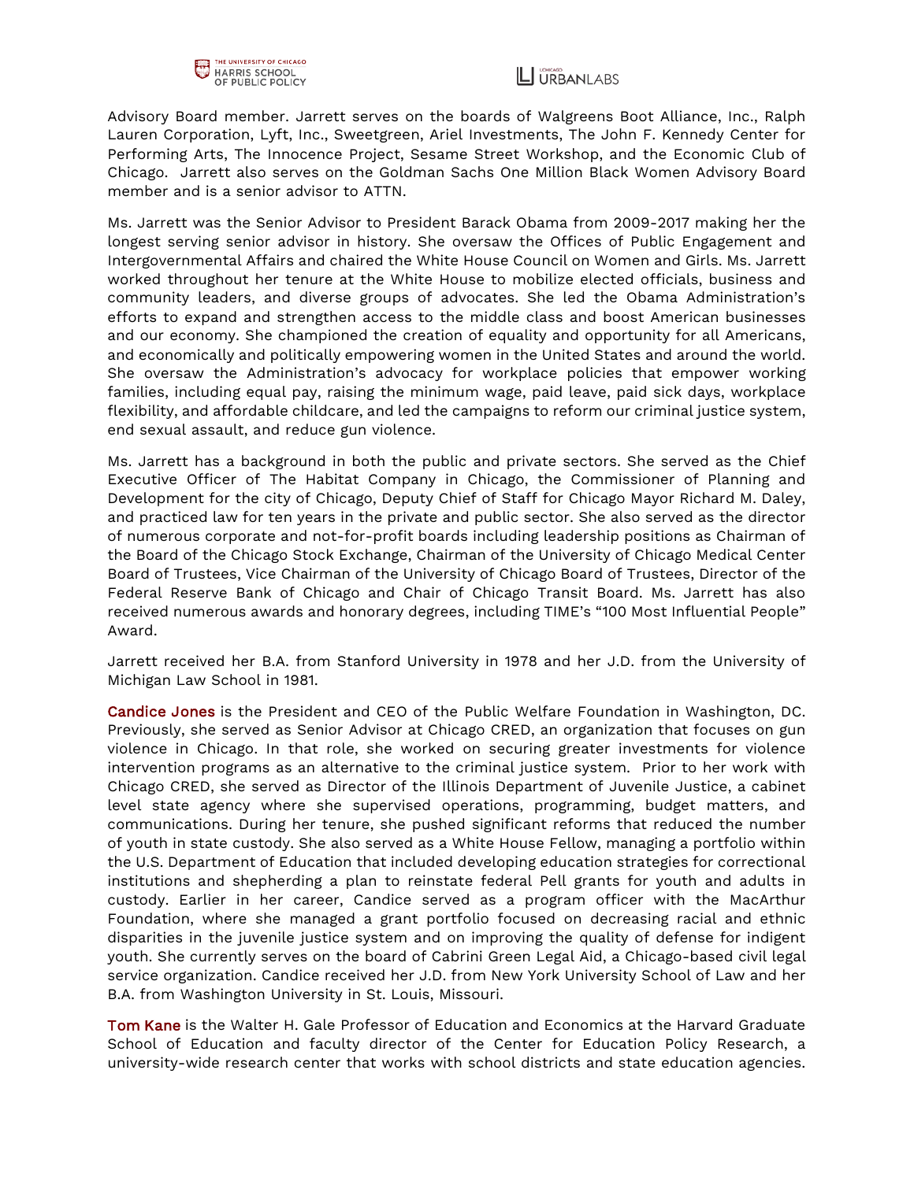Advisory Board member. Jarrett serves on the boards of Walgreens Boot Alliance, Inc., Ralph Lauren Corporation, Lyft, Inc., Sweetgreen, Ariel Investments, The John F. Kennedy Center for Performing Arts, The Innocence Project, Sesame Street Workshop, and the Economic Club of Chicago. Jarrett also serves on the Goldman Sachs One Million Black Women Advisory Board member and is a senior advisor to ATTN.

Ms. Jarrett was the Senior Advisor to President Barack Obama from 2009-2017 making her the longest serving senior advisor in history. She oversaw the Offices of Public Engagement and Intergovernmental Affairs and chaired the White House Council on Women and Girls. Ms. Jarrett worked throughout her tenure at the White House to mobilize elected officials, business and community leaders, and diverse groups of advocates. She led the Obama Administration's efforts to expand and strengthen access to the middle class and boost American businesses and our economy. She championed the creation of equality and opportunity for all Americans, and economically and politically empowering women in the United States and around the world. She oversaw the Administration's advocacy for workplace policies that empower working families, including equal pay, raising the minimum wage, paid leave, paid sick days, workplace flexibility, and affordable childcare, and led the campaigns to reform our criminal justice system, end sexual assault, and reduce gun violence.

Ms. Jarrett has a background in both the public and private sectors. She served as the Chief Executive Officer of The Habitat Company in Chicago, the Commissioner of Planning and Development for the city of Chicago, Deputy Chief of Staff for Chicago Mayor Richard M. Daley, and practiced law for ten years in the private and public sector. She also served as the director of numerous corporate and not-for-profit boards including leadership positions as Chairman of the Board of the Chicago Stock Exchange, Chairman of the University of Chicago Medical Center Board of Trustees, Vice Chairman of the University of Chicago Board of Trustees, Director of the Federal Reserve Bank of Chicago and Chair of Chicago Transit Board. Ms. Jarrett has also received numerous awards and honorary degrees, including TIME's "100 Most Influential People" Award.

Jarrett received her B.A. from Stanford University in 1978 and her J.D. from the University of Michigan Law School in 1981.

**Candice Jones** is the President and CEO of the Public Welfare Foundation in Washington, DC. Previously, she served as Senior Advisor at Chicago CRED, an organization that focuses on gun violence in Chicago. In that role, she worked on securing greater investments for violence intervention programs as an alternative to the criminal justice system. Prior to her work with Chicago CRED, she served as Director of the Illinois Department of Juvenile Justice, a cabinet level state agency where she supervised operations, programming, budget matters, and communications. During her tenure, she pushed significant reforms that reduced the number of youth in state custody. She also served as a White House Fellow, managing a portfolio within the U.S. Department of Education that included developing education strategies for correctional institutions and shepherding a plan to reinstate federal Pell grants for youth and adults in custody. Earlier in her career, Candice served as a program officer with the MacArthur Foundation, where she managed a grant portfolio focused on decreasing racial and ethnic disparities in the juvenile justice system and on improving the quality of defense for indigent youth. She currently serves on the board of Cabrini Green Legal Aid, a Chicago-based civil legal service organization. Candice received her J.D. from New York University School of Law and her B.A. from Washington University in St. Louis, Missouri.

**Tom Kane** is the Walter H. Gale Professor of Education and Economics at the Harvard Graduate School of Education and faculty director of the Center for Education Policy Research, a university-wide research center that works with school districts and state education agencies.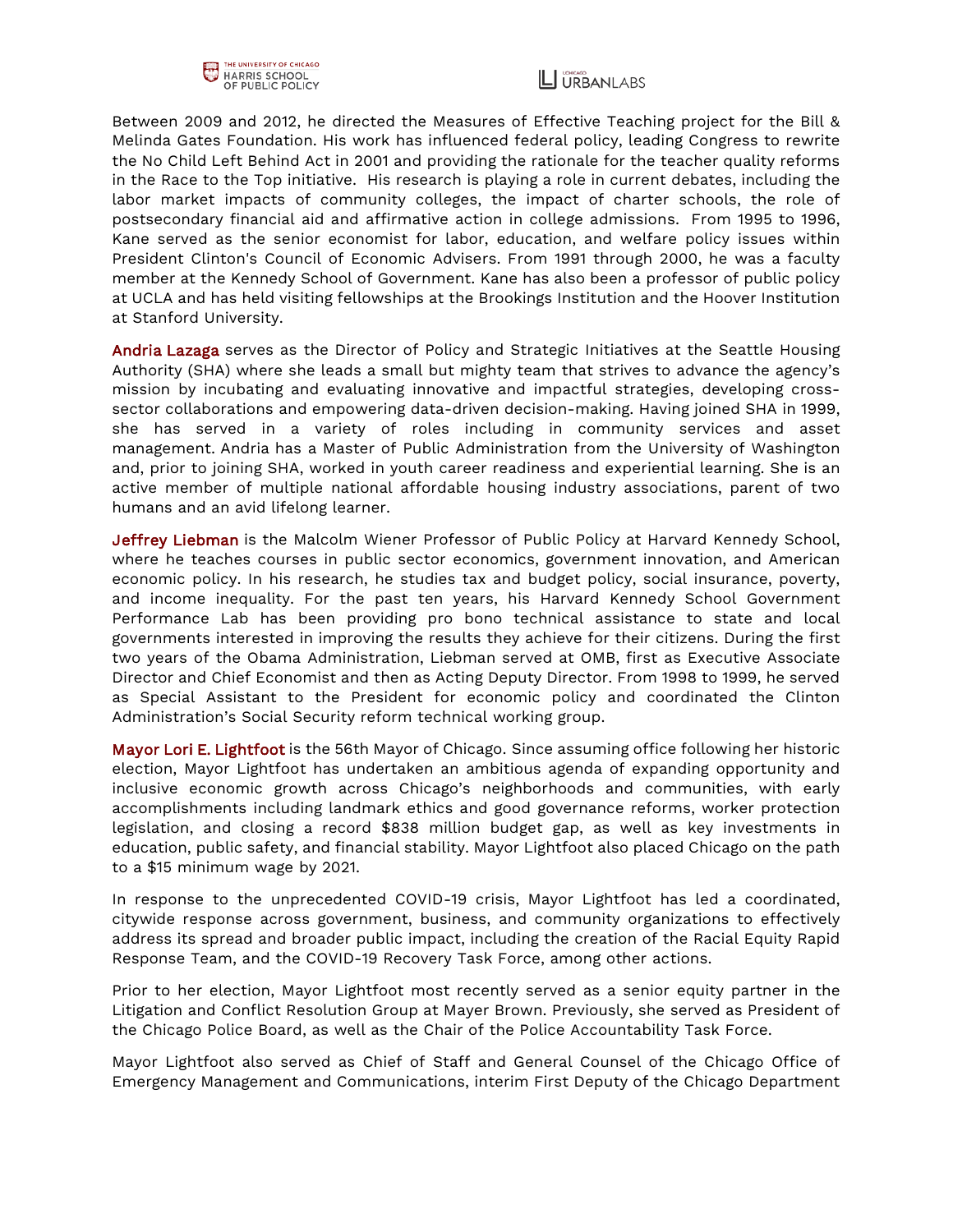Between 2009 and 2012, he directed the Measures of Effective Teaching project for the Bill & Melinda Gates Foundation. His work has influenced federal policy, leading Congress to rewrite the No Child Left Behind Act in 2001 and providing the rationale for the teacher quality reforms in the Race to the Top initiative. His research is playing a role in current debates, including the labor market impacts of community colleges, the impact of charter schools, the role of postsecondary financial aid and affirmative action in college admissions. From 1995 to 1996, Kane served as the senior economist for labor, education, and welfare policy issues within President Clinton's Council of Economic Advisers. From 1991 through 2000, he was a faculty member at the Kennedy School of Government. Kane has also been a professor of public policy at UCLA and has held visiting fellowships at the Brookings Institution and the Hoover Institution at Stanford University.

**Andria Lazaga** serves as the Director of Policy and Strategic Initiatives at the Seattle Housing Authority (SHA) where she leads a small but mighty team that strives to advance the agency's mission by incubating and evaluating innovative and impactful strategies, developing cross-sector collaborations and empowering data-driven decision-making. Having joined SHA in 1999, she has served in a variety of roles including in community services and asset management. Andria has a Master of Public Administration from the University of Washington and, prior to joining SHA, worked in youth career readiness and experiential learning. She is an active member of multiple national affordable housing industry associations, parent of two humans and an avid lifelong learner.

**Jeffrey Liebman** is the Malcolm Wiener Professor of Public Policy at Harvard Kennedy School, where he teaches courses in public sector economics, government innovation, and American economic policy. In his research, he studies tax and budget policy, social insurance, poverty, and income inequality. For the past ten years, his Harvard Kennedy School Government Performance Lab has been providing pro bono technical assistance to state and local governments interested in improving the results they achieve for their citizens. During the first two years of the Obama Administration, Liebman served at OMB, first as Executive Associate Director and Chief Economist and then as Acting Deputy Director. From 1998 to 1999, he served as Special Assistant to the President for economic policy and coordinated the Clinton Administration's Social Security reform technical working group.

**Mayor Lori E. Lightfoot** is the 56th Mayor of Chicago. Since assuming office following her historic election, Mayor Lightfoot has undertaken an ambitious agenda of expanding opportunity and inclusive economic growth across Chicago's neighborhoods and communities, with early accomplishments including landmark ethics and good governance reforms, worker protection legislation, and closing a record $838 million budget gap, as well as key investments in education, public safety, and financial stability. Mayor Lightfoot also placed Chicago on the path to a $15 minimum wage by 2021.

In response to the unprecedented COVID-19 crisis, Mayor Lightfoot has led a coordinated, citywide response across government, business, and community organizations to effectively address its spread and broader public impact, including the creation of the Racial Equity Rapid Response Team, and the COVID-19 Recovery Task Force, among other actions.

Prior to her election, Mayor Lightfoot most recently served as a senior equity partner in the Litigation and Conflict Resolution Group at Mayer Brown. Previously, she served as President of the Chicago Police Board, as well as the Chair of the Police Accountability Task Force.

Mayor Lightfoot also served as Chief of Staff and General Counsel of the Chicago Office of Emergency Management and Communications, interim First Deputy of the Chicago Department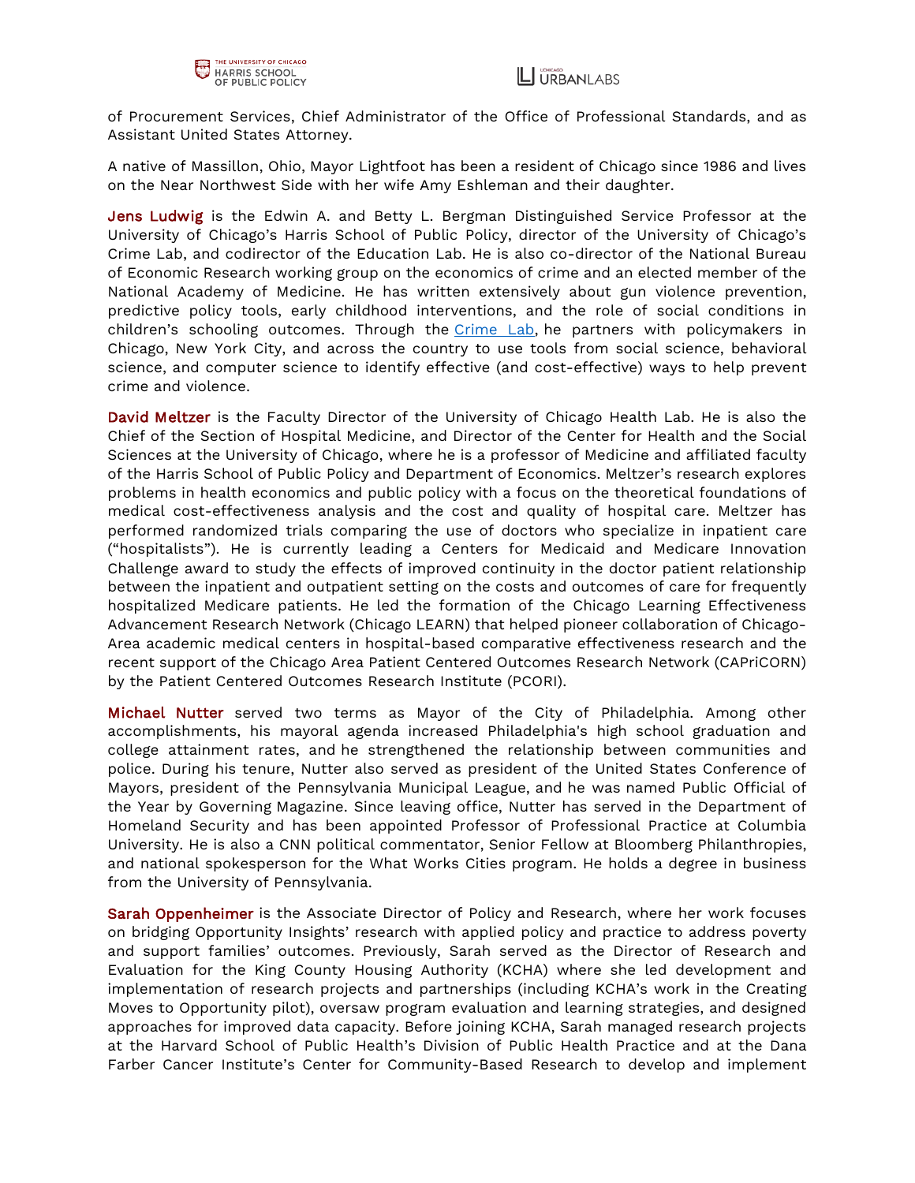of Procurement Services, Chief Administrator of the Office of Professional Standards, and as Assistant United States Attorney.

A native of Massillon, Ohio, Mayor Lightfoot has been a resident of Chicago since 1986 and lives on the Near Northwest Side with her wife Amy Eshleman and their daughter.

**Jens Ludwig** is the Edwin A. and Betty L. Bergman Distinguished Service Professor at the University of Chicago's Harris School of Public Policy, director of the University of Chicago's Crime Lab, and codirector of the Education Lab. He is also co-director of the National Bureau of Economic Research working group on the economics of crime and an elected member of the National Academy of Medicine. He has written extensively about gun violence prevention, predictive policy tools, early childhood interventions, and the role of social conditions in children's schooling outcomes. Through the Crime Lab, he partners with policymakers in Chicago, New York City, and across the country to use tools from social science, behavioral science, and computer science to identify effective (and cost-effective) ways to help prevent crime and violence.

**David Meltzer** is the Faculty Director of the University of Chicago Health Lab. He is also the Chief of the Section of Hospital Medicine, and Director of the Center for Health and the Social Sciences at the University of Chicago, where he is a professor of Medicine and affiliated faculty of the Harris School of Public Policy and Department of Economics. Meltzer's research explores problems in health economics and public policy with a focus on the theoretical foundations of medical cost-effectiveness analysis and the cost and quality of hospital care. Meltzer has performed randomized trials comparing the use of doctors who specialize in inpatient care ("hospitalists"). He is currently leading a Centers for Medicaid and Medicare Innovation Challenge award to study the effects of improved continuity in the doctor patient relationship between the inpatient and outpatient setting on the costs and outcomes of care for frequently hospitalized Medicare patients. He led the formation of the Chicago Learning Effectiveness Advancement Research Network (Chicago LEARN) that helped pioneer collaboration of Chicago-Area academic medical centers in hospital-based comparative effectiveness research and the recent support of the Chicago Area Patient Centered Outcomes Research Network (CAPriCORN) by the Patient Centered Outcomes Research Institute (PCORI).

**Michael Nutter** served two terms as Mayor of the City of Philadelphia. Among other accomplishments, his mayoral agenda increased Philadelphia's high school graduation and college attainment rates, and he strengthened the relationship between communities and police. During his tenure, Nutter also served as president of the United States Conference of Mayors, president of the Pennsylvania Municipal League, and he was named Public Official of the Year by Governing Magazine. Since leaving office, Nutter has served in the Department of Homeland Security and has been appointed Professor of Professional Practice at Columbia University. He is also a CNN political commentator, Senior Fellow at Bloomberg Philanthropies, and national spokesperson for the What Works Cities program. He holds a degree in business from the University of Pennsylvania.

**Sarah Oppenheimer** is the Associate Director of Policy and Research, where her work focuses on bridging Opportunity Insights' research with applied policy and practice to address poverty and support families' outcomes. Previously, Sarah served as the Director of Research and Evaluation for the King County Housing Authority (KCHA) where she led development and implementation of research projects and partnerships (including KCHA's work in the Creating Moves to Opportunity pilot), oversaw program evaluation and learning strategies, and designed approaches for improved data capacity. Before joining KCHA, Sarah managed research projects at the Harvard School of Public Health's Division of Public Health Practice and at the Dana Farber Cancer Institute's Center for Community-Based Research to develop and implement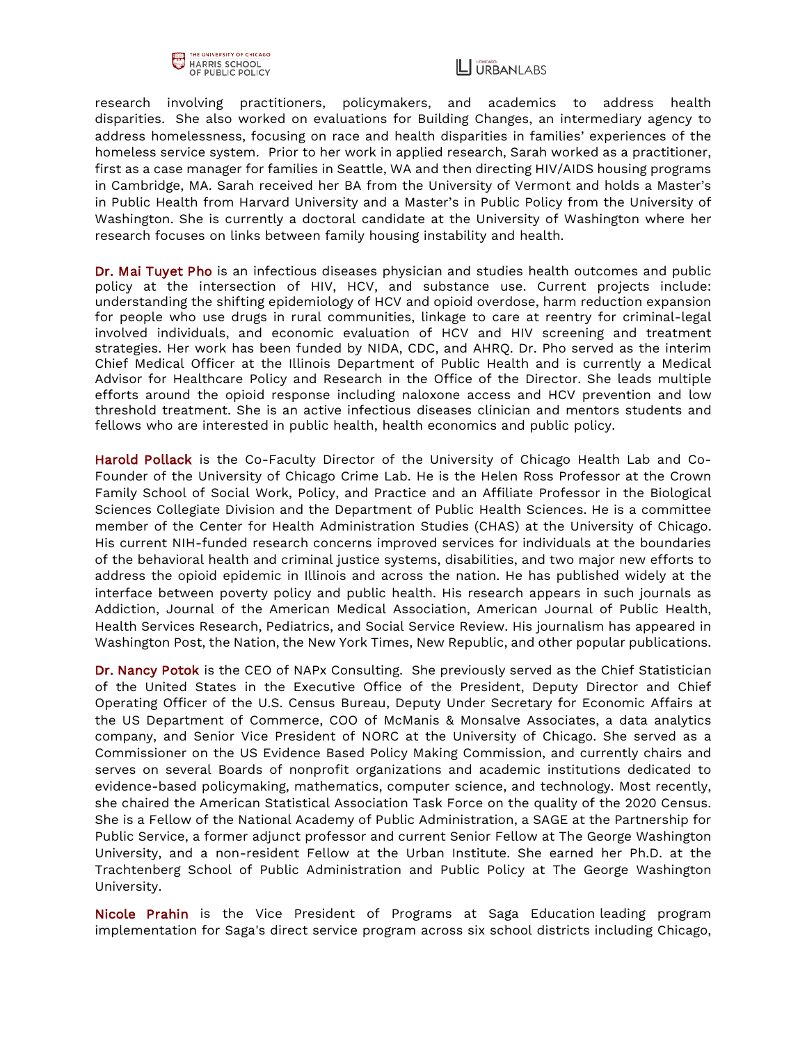research involving practitioners, policymakers, and academics to address health disparities. She also worked on evaluations for Building Changes, an intermediary agency to address homelessness, focusing on race and health disparities in families' experiences of the homeless service system. Prior to her work in applied research, Sarah worked as a practitioner, first as a case manager for families in Seattle, WA and then directing HIV/AIDS housing programs in Cambridge, MA. Sarah received her BA from the University of Vermont and holds a Master's in Public Health from Harvard University and a Master's in Public Policy from the University of Washington. She is currently a doctoral candidate at the University of Washington where her research focuses on links between family housing instability and health.

**Dr. Mai Tuyet Pho** is an infectious diseases physician and studies health outcomes and public policy at the intersection of HIV, HCV, and substance use. Current projects include: understanding the shifting epidemiology of HCV and opioid overdose, harm reduction expansion for people who use drugs in rural communities, linkage to care at reentry for criminal-legal involved individuals, and economic evaluation of HCV and HIV screening and treatment strategies. Her work has been funded by NIDA, CDC, and AHRQ. Dr. Pho served as the interim Chief Medical Officer at the Illinois Department of Public Health and is currently a Medical Advisor for Healthcare Policy and Research in the Office of the Director. She leads multiple efforts around the opioid response including naloxone access and HCV prevention and low threshold treatment. She is an active infectious diseases clinician and mentors students and fellows who are interested in public health, health economics and public policy.

**Harold Pollack** is the Co-Faculty Director of the University of Chicago Health Lab and Co-Founder of the University of Chicago Crime Lab. He is the Helen Ross Professor at the Crown Family School of Social Work, Policy, and Practice and an Affiliate Professor in the Biological Sciences Collegiate Division and the Department of Public Health Sciences. He is a committee member of the Center for Health Administration Studies (CHAS) at the University of Chicago. His current NIH-funded research concerns improved services for individuals at the boundaries of the behavioral health and criminal justice systems, disabilities, and two major new efforts to address the opioid epidemic in Illinois and across the nation. He has published widely at the interface between poverty policy and public health. His research appears in such journals as Addiction, Journal of the American Medical Association, American Journal of Public Health, Health Services Research, Pediatrics, and Social Service Review. His journalism has appeared in Washington Post, the Nation, the New York Times, New Republic, and other popular publications.

**Dr. Nancy Potok** is the CEO of NAPx Consulting. She previously served as the Chief Statistician of the United States in the Executive Office of the President, Deputy Director and Chief Operating Officer of the U.S. Census Bureau, Deputy Under Secretary for Economic Affairs at the US Department of Commerce, COO of McManis & Monsalve Associates, a data analytics company, and Senior Vice President of NORC at the University of Chicago. She served as a Commissioner on the US Evidence Based Policy Making Commission, and currently chairs and serves on several Boards of nonprofit organizations and academic institutions dedicated to evidence-based policymaking, mathematics, computer science, and technology. Most recently, she chaired the American Statistical Association Task Force on the quality of the 2020 Census. She is a Fellow of the National Academy of Public Administration, a SAGE at the Partnership for Public Service, a former adjunct professor and current Senior Fellow at The George Washington University, and a non-resident Fellow at the Urban Institute. She earned her Ph.D. at the Trachtenberg School of Public Administration and Public Policy at The George Washington University.

**Nicole Prahin** is the Vice President of Programs at Saga Education leading program implementation for Saga's direct service program across six school districts including Chicago,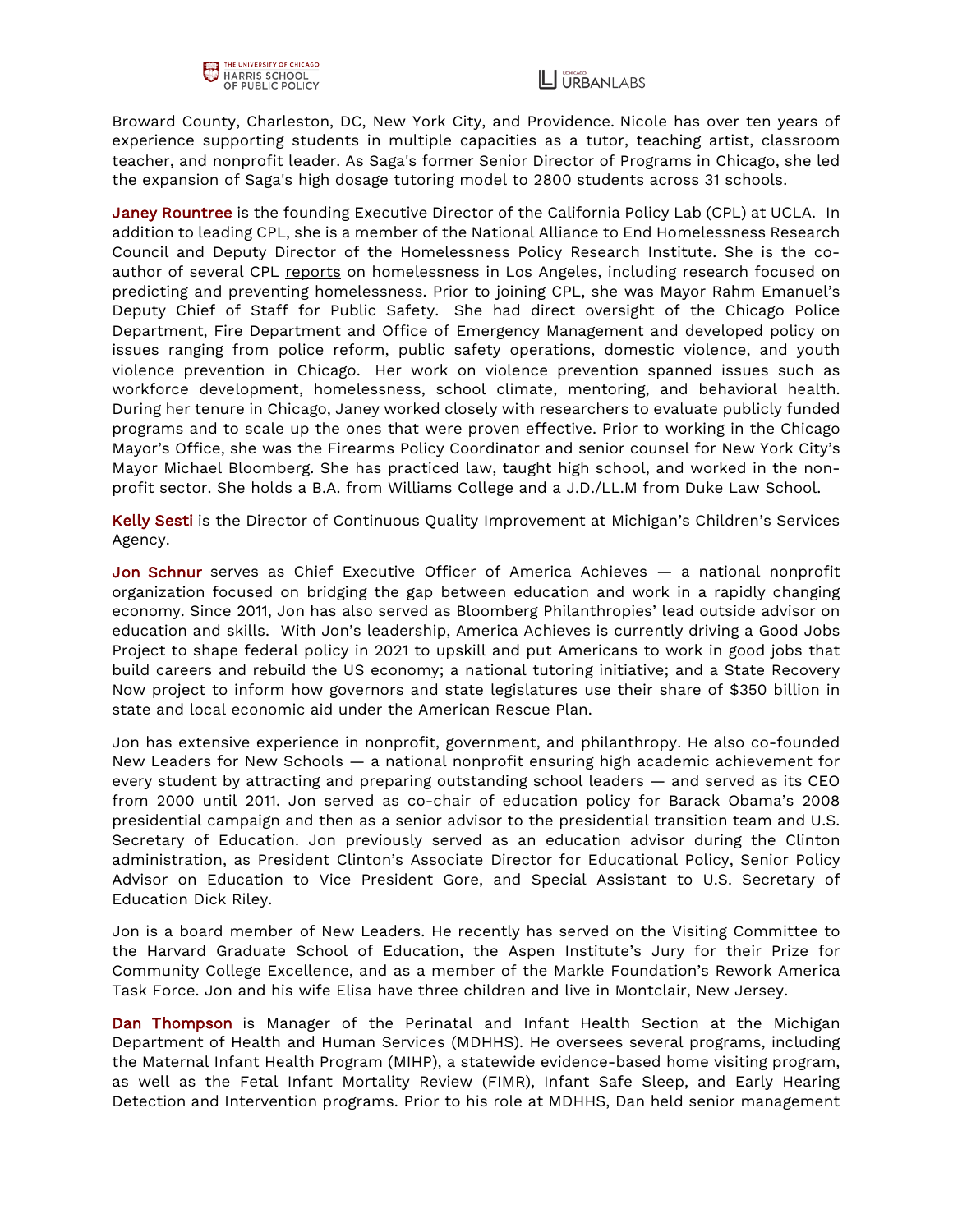Broward County, Charleston, DC, New York City, and Providence. Nicole has over ten years of experience supporting students in multiple capacities as a tutor, teaching artist, classroom teacher, and nonprofit leader. As Saga's former Senior Director of Programs in Chicago, she led the expansion of Saga's high dosage tutoring model to 2800 students across 31 schools.

**Janey Rountree** is the founding Executive Director of the California Policy Lab (CPL) at UCLA. In addition to leading CPL, she is a member of the National Alliance to End Homelessness Research Council and Deputy Director of the Homelessness Policy Research Institute. She is the co-author of several CPL reports on homelessness in Los Angeles, including research focused on predicting and preventing homelessness. Prior to joining CPL, she was Mayor Rahm Emanuel's Deputy Chief of Staff for Public Safety. She had direct oversight of the Chicago Police Department, Fire Department and Office of Emergency Management and developed policy on issues ranging from police reform, public safety operations, domestic violence, and youth violence prevention in Chicago. Her work on violence prevention spanned issues such as workforce development, homelessness, school climate, mentoring, and behavioral health. During her tenure in Chicago, Janey worked closely with researchers to evaluate publicly funded programs and to scale up the ones that were proven effective. Prior to working in the Chicago Mayor's Office, she was the Firearms Policy Coordinator and senior counsel for New York City's Mayor Michael Bloomberg. She has practiced law, taught high school, and worked in the non-profit sector. She holds a B.A. from Williams College and a J.D./LL.M from Duke Law School.

**Kelly Sesti** is the Director of Continuous Quality Improvement at Michigan's Children's Services Agency.

**Jon Schnur** serves as Chief Executive Officer of America Achieves — a national nonprofit organization focused on bridging the gap between education and work in a rapidly changing economy. Since 2011, Jon has also served as Bloomberg Philanthropies' lead outside advisor on education and skills. With Jon's leadership, America Achieves is currently driving a Good Jobs Project to shape federal policy in 2021 to upskill and put Americans to work in good jobs that build careers and rebuild the US economy; a national tutoring initiative; and a State Recovery Now project to inform how governors and state legislatures use their share of $350 billion in state and local economic aid under the American Rescue Plan.

Jon has extensive experience in nonprofit, government, and philanthropy. He also co-founded New Leaders for New Schools — a national nonprofit ensuring high academic achievement for every student by attracting and preparing outstanding school leaders — and served as its CEO from 2000 until 2011. Jon served as co-chair of education policy for Barack Obama's 2008 presidential campaign and then as a senior advisor to the presidential transition team and U.S. Secretary of Education. Jon previously served as an education advisor during the Clinton administration, as President Clinton's Associate Director for Educational Policy, Senior Policy Advisor on Education to Vice President Gore, and Special Assistant to U.S. Secretary of Education Dick Riley.

Jon is a board member of New Leaders. He recently has served on the Visiting Committee to the Harvard Graduate School of Education, the Aspen Institute's Jury for their Prize for Community College Excellence, and as a member of the Markle Foundation's Rework America Task Force. Jon and his wife Elisa have three children and live in Montclair, New Jersey.

**Dan Thompson** is Manager of the Perinatal and Infant Health Section at the Michigan Department of Health and Human Services (MDHHS). He oversees several programs, including the Maternal Infant Health Program (MIHP), a statewide evidence-based home visiting program, as well as the Fetal Infant Mortality Review (FIMR), Infant Safe Sleep, and Early Hearing Detection and Intervention programs. Prior to his role at MDHHS, Dan held senior management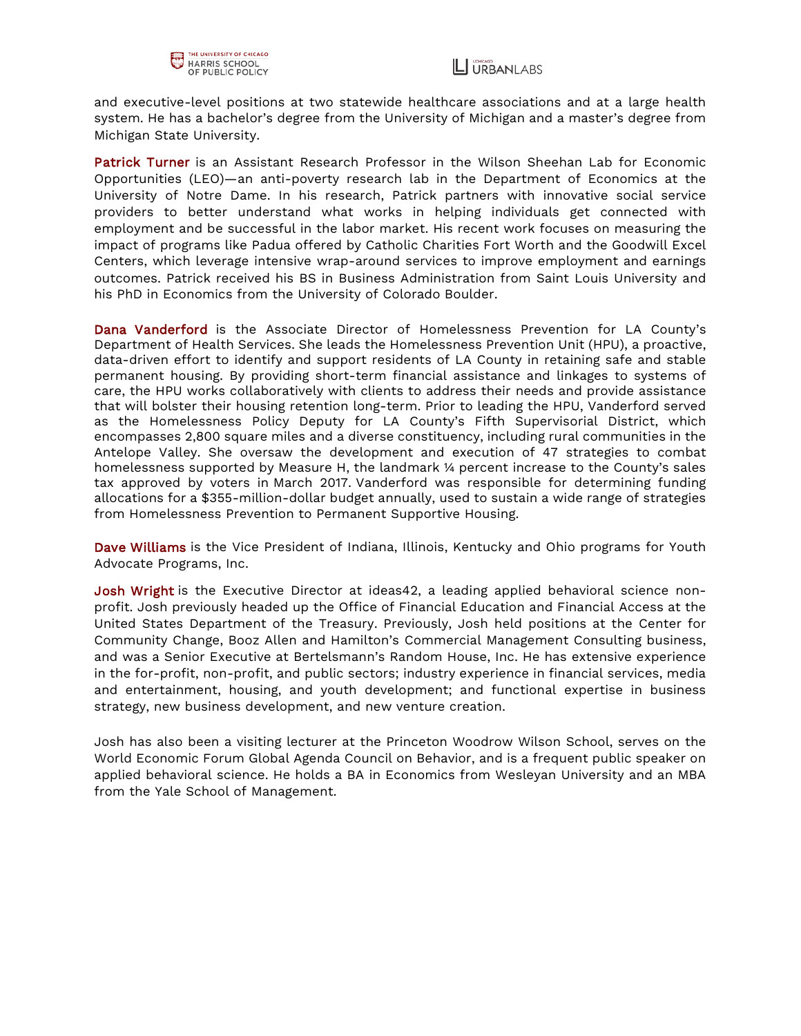and executive-level positions at two statewide healthcare associations and at a large health system. He has a bachelor's degree from the University of Michigan and a master's degree from Michigan State University.

**Patrick Turner** is an Assistant Research Professor in the Wilson Sheehan Lab for Economic Opportunities (LEO)—an anti-poverty research lab in the Department of Economics at the University of Notre Dame. In his research, Patrick partners with innovative social service providers to better understand what works in helping individuals get connected with employment and be successful in the labor market. His recent work focuses on measuring the impact of programs like Padua offered by Catholic Charities Fort Worth and the Goodwill Excel Centers, which leverage intensive wrap-around services to improve employment and earnings outcomes. Patrick received his BS in Business Administration from Saint Louis University and his PhD in Economics from the University of Colorado Boulder.

**Dana Vanderford** is the Associate Director of Homelessness Prevention for LA County's Department of Health Services. She leads the Homelessness Prevention Unit (HPU), a proactive, data-driven effort to identify and support residents of LA County in retaining safe and stable permanent housing. By providing short-term financial assistance and linkages to systems of care, the HPU works collaboratively with clients to address their needs and provide assistance that will bolster their housing retention long-term. Prior to leading the HPU, Vanderford served as the Homelessness Policy Deputy for LA County's Fifth Supervisorial District, which encompasses 2,800 square miles and a diverse constituency, including rural communities in the Antelope Valley. She oversaw the development and execution of 47 strategies to combat homelessness supported by Measure H, the landmark ¼ percent increase to the County's sales tax approved by voters in March 2017. Vanderford was responsible for determining funding allocations for a $355-million-dollar budget annually, used to sustain a wide range of strategies from Homelessness Prevention to Permanent Supportive Housing.

**Dave Williams** is the Vice President of Indiana, Illinois, Kentucky and Ohio programs for Youth Advocate Programs, Inc.

**Josh Wright** is the Executive Director at ideas42, a leading applied behavioral science non-profit. Josh previously headed up the Office of Financial Education and Financial Access at the United States Department of the Treasury. Previously, Josh held positions at the Center for Community Change, Booz Allen and Hamilton's Commercial Management Consulting business, and was a Senior Executive at Bertelsmann's Random House, Inc. He has extensive experience in the for-profit, non-profit, and public sectors; industry experience in financial services, media and entertainment, housing, and youth development; and functional expertise in business strategy, new business development, and new venture creation.

Josh has also been a visiting lecturer at the Princeton Woodrow Wilson School, serves on the World Economic Forum Global Agenda Council on Behavior, and is a frequent public speaker on applied behavioral science. He holds a BA in Economics from Wesleyan University and an MBA from the Yale School of Management.